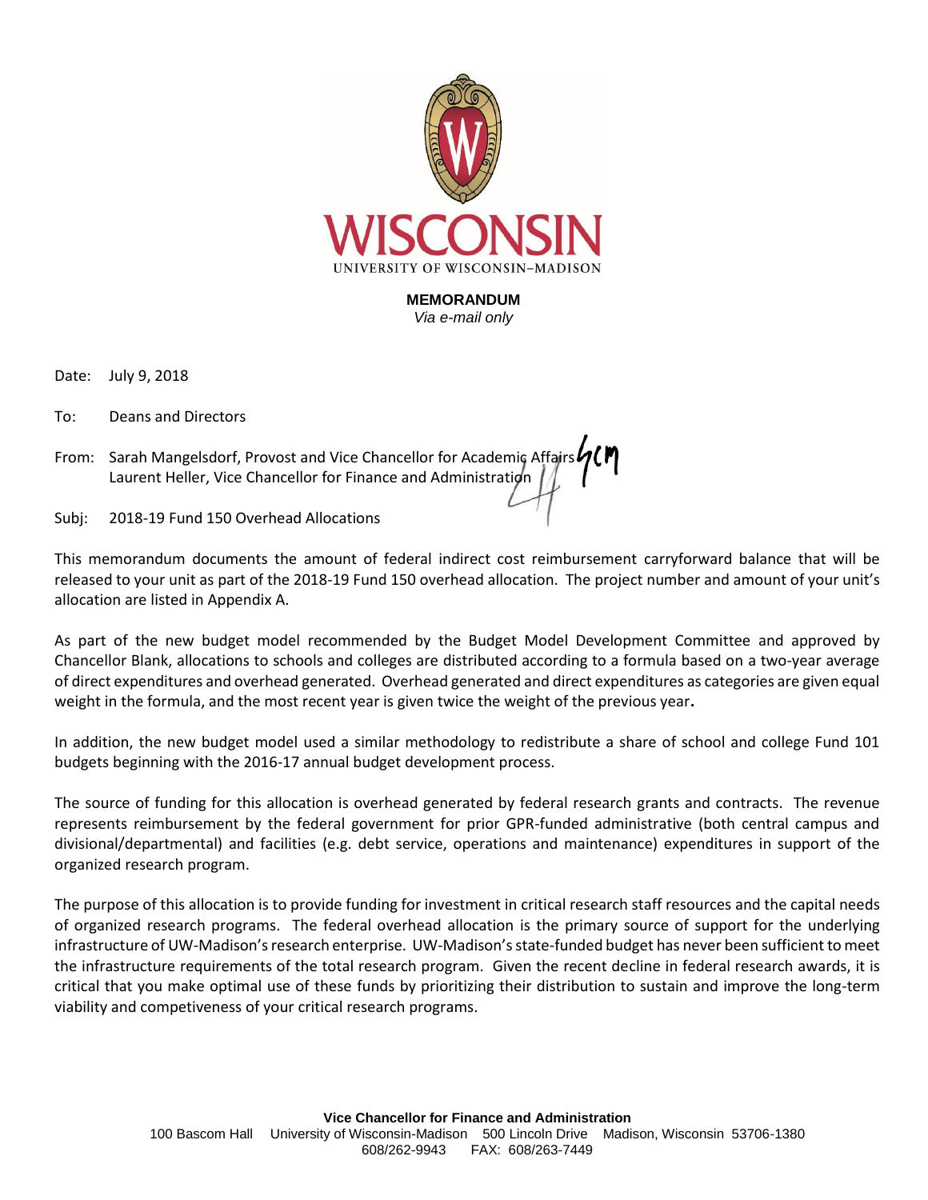WISCONSIN

UNIVERSITY OF WISCONSIN–MADISON

**MEMORANDUM**

*Via e-mail only*

Date: July 9, 2018

To: Deans and Directors

From: Sarah Mangelsdorf, Provost and Vice Chancellor for Academic Affairs
Laurent Heller, Vice Chancellor for Finance and Administration

Subj: 2018-19 Fund 150 Overhead Allocations

This memorandum documents the amount of federal indirect cost reimbursement carryforward balance that will be released to your unit as part of the 2018-19 Fund 150 overhead allocation. The project number and amount of your unit's allocation are listed in Appendix A.

As part of the new budget model recommended by the Budget Model Development Committee and approved by Chancellor Blank, allocations to schools and colleges are distributed according to a formula based on a two-year average of direct expenditures and overhead generated. Overhead generated and direct expenditures as categories are given equal weight in the formula, and the most recent year is given twice the weight of the previous year**.**

In addition, the new budget model used a similar methodology to redistribute a share of school and college Fund 101 budgets beginning with the 2016-17 annual budget development process.

The source of funding for this allocation is overhead generated by federal research grants and contracts. The revenue represents reimbursement by the federal government for prior GPR-funded administrative (both central campus and divisional/departmental) and facilities (e.g. debt service, operations and maintenance) expenditures in support of the organized research program.

The purpose of this allocation is to provide funding for investment in critical research staff resources and the capital needs of organized research programs. The federal overhead allocation is the primary source of support for the underlying infrastructure of UW-Madison's research enterprise. UW-Madison's state-funded budget has never been sufficient to meet the infrastructure requirements of the total research program. Given the recent decline in federal research awards, it is critical that you make optimal use of these funds by prioritizing their distribution to sustain and improve the long-term viability and competiveness of your critical research programs.

**Vice Chancellor for Finance and Administration**

100 Bascom Hall University of Wisconsin-Madison 500 Lincoln Drive Madison, Wisconsin 53706-1380
608/262-9943 FAX: 608/263-7449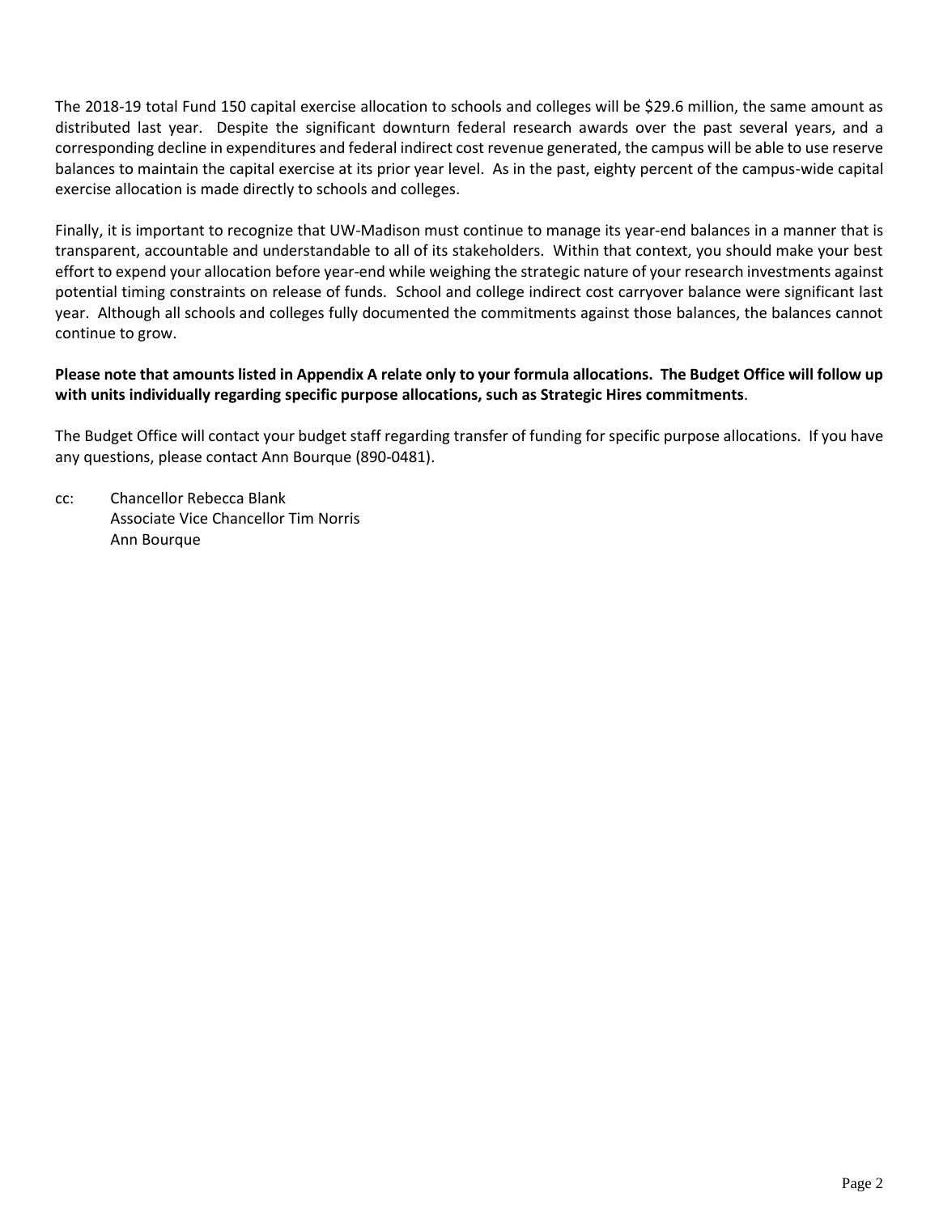The 2018-19 total Fund 150 capital exercise allocation to schools and colleges will be $29.6 million, the same amount as distributed last year. Despite the significant downturn federal research awards over the past several years, and a corresponding decline in expenditures and federal indirect cost revenue generated, the campus will be able to use reserve balances to maintain the capital exercise at its prior year level. As in the past, eighty percent of the campus-wide capital exercise allocation is made directly to schools and colleges.

Finally, it is important to recognize that UW-Madison must continue to manage its year-end balances in a manner that is transparent, accountable and understandable to all of its stakeholders. Within that context, you should make your best effort to expend your allocation before year-end while weighing the strategic nature of your research investments against potential timing constraints on release of funds. School and college indirect cost carryover balance were significant last year. Although all schools and colleges fully documented the commitments against those balances, the balances cannot continue to grow.

**Please note that amounts listed in Appendix A relate only to your formula allocations. The Budget Office will follow up with units individually regarding specific purpose allocations, such as Strategic Hires commitments**.

The Budget Office will contact your budget staff regarding transfer of funding for specific purpose allocations. If you have any questions, please contact Ann Bourque (890-0481).

cc: Chancellor Rebecca Blank
Associate Vice Chancellor Tim Norris
Ann Bourque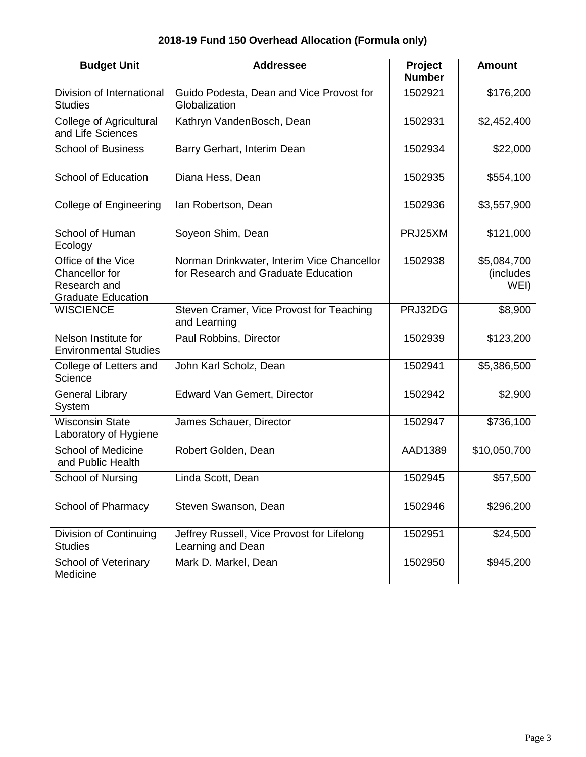**2018-19 Fund 150 Overhead Allocation (Formula only)**

| Budget Unit | Addressee | Project Number | Amount |
|---|---|---|---|
| Division of International Studies | Guido Podesta, Dean and Vice Provost for Globalization | 1502921 | $176,200 |
| College of Agricultural and Life Sciences | Kathryn VandenBosch, Dean | 1502931 | $2,452,400 |
| School of Business | Barry Gerhart, Interim Dean | 1502934 | $22,000 |
| School of Education | Diana Hess, Dean | 1502935 | $554,100 |
| College of Engineering | Ian Robertson, Dean | 1502936 | $3,557,900 |
| School of Human Ecology | Soyeon Shim, Dean | PRJ25XM | $121,000 |
| Office of the Vice Chancellor for Research and Graduate Education | Norman Drinkwater, Interim Vice Chancellor for Research and Graduate Education | 1502938 | $5,084,700 (includes WEI) |
| WISCIENCE | Steven Cramer, Vice Provost for Teaching and Learning | PRJ32DG | $8,900 |
| Nelson Institute for Environmental Studies | Paul Robbins, Director | 1502939 | $123,200 |
| College of Letters and Science | John Karl Scholz, Dean | 1502941 | $5,386,500 |
| General Library System | Edward Van Gemert, Director | 1502942 | $2,900 |
| Wisconsin State Laboratory of Hygiene | James Schauer, Director | 1502947 | $736,100 |
| School of Medicine and Public Health | Robert Golden, Dean | AAD1389 | $10,050,700 |
| School of Nursing | Linda Scott, Dean | 1502945 | $57,500 |
| School of Pharmacy | Steven Swanson, Dean | 1502946 | $296,200 |
| Division of Continuing Studies | Jeffrey Russell, Vice Provost for Lifelong Learning and Dean | 1502951 | $24,500 |
| School of Veterinary Medicine | Mark D. Markel, Dean | 1502950 | $945,200 |